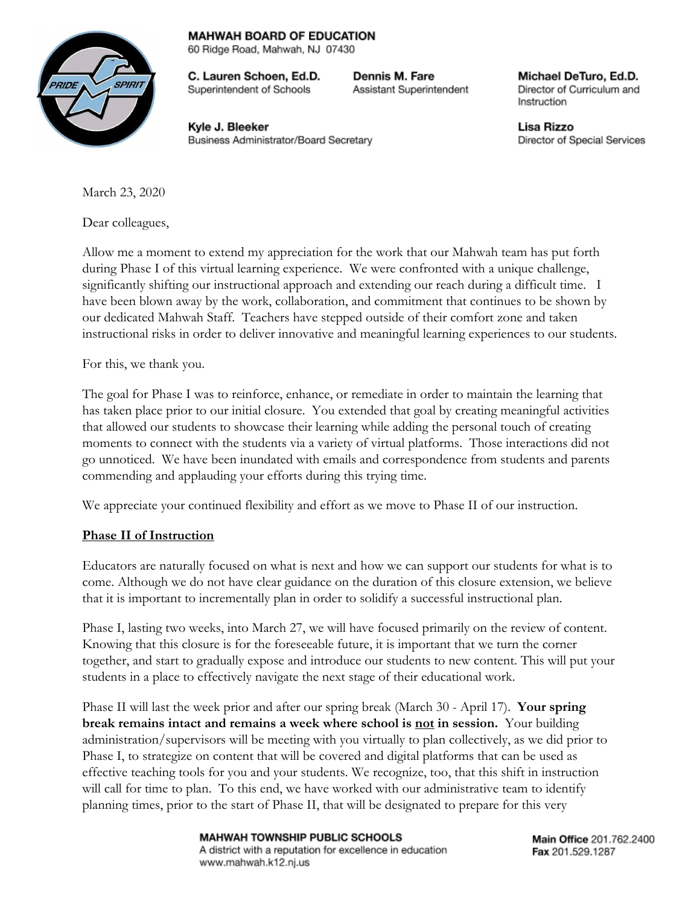**MAHWAH BOARD OF EDUCATION**
60 Ridge Road, Mahwah, NJ 07430

**C. Lauren Schoen, Ed.D.**
Superintendent of Schools

**Dennis M. Fare**
Assistant Superintendent

**Michael DeTuro, Ed.D.**
Director of Curriculum and Instruction

**Kyle J. Bleeker**
Business Administrator/Board Secretary

**Lisa Rizzo**
Director of Special Services

March 23, 2020

Dear colleagues,

Allow me a moment to extend my appreciation for the work that our Mahwah team has put forth during Phase I of this virtual learning experience. We were confronted with a unique challenge, significantly shifting our instructional approach and extending our reach during a difficult time. I have been blown away by the work, collaboration, and commitment that continues to be shown by our dedicated Mahwah Staff. Teachers have stepped outside of their comfort zone and taken instructional risks in order to deliver innovative and meaningful learning experiences to our students.

For this, we thank you.

The goal for Phase I was to reinforce, enhance, or remediate in order to maintain the learning that has taken place prior to our initial closure. You extended that goal by creating meaningful activities that allowed our students to showcase their learning while adding the personal touch of creating moments to connect with the students via a variety of virtual platforms. Those interactions did not go unnoticed. We have been inundated with emails and correspondence from students and parents commending and applauding your efforts during this trying time.

We appreciate your continued flexibility and effort as we move to Phase II of our instruction.

## Phase II of Instruction

Educators are naturally focused on what is next and how we can support our students for what is to come. Although we do not have clear guidance on the duration of this closure extension, we believe that it is important to incrementally plan in order to solidify a successful instructional plan.

Phase I, lasting two weeks, into March 27, we will have focused primarily on the review of content. Knowing that this closure is for the foreseeable future, it is important that we turn the corner together, and start to gradually expose and introduce our students to new content. This will put your students in a place to effectively navigate the next stage of their educational work.

Phase II will last the week prior and after our spring break (March 30 - April 17). **Your spring break remains intact and remains a week where school is <u>not</u> in session.** Your building administration/supervisors will be meeting with you virtually to plan collectively, as we did prior to Phase I, to strategize on content that will be covered and digital platforms that can be used as effective teaching tools for you and your students. We recognize, too, that this shift in instruction will call for time to plan. To this end, we have worked with our administrative team to identify planning times, prior to the start of Phase II, that will be designated to prepare for this very

**MAHWAH TOWNSHIP PUBLIC SCHOOLS**
A district with a reputation for excellence in education
www.mahwah.k12.nj.us

**Main Office** 201.762.2400
**Fax** 201.529.1287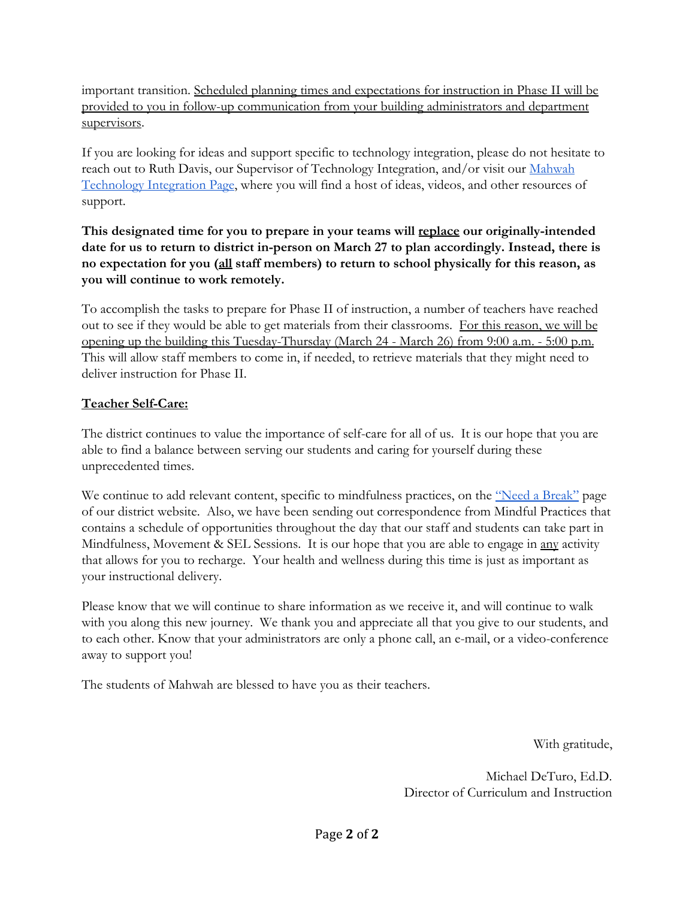important transition. Scheduled planning times and expectations for instruction in Phase II will be provided to you in follow-up communication from your building administrators and department supervisors.

If you are looking for ideas and support specific to technology integration, please do not hesitate to reach out to Ruth Davis, our Supervisor of Technology Integration, and/or visit our Mahwah Technology Integration Page, where you will find a host of ideas, videos, and other resources of support.

**This designated time for you to prepare in your teams will replace our originally-intended date for us to return to district in-person on March 27 to plan accordingly. Instead, there is no expectation for you (all staff members) to return to school physically for this reason, as you will continue to work remotely.**

To accomplish the tasks to prepare for Phase II of instruction, a number of teachers have reached out to see if they would be able to get materials from their classrooms. For this reason, we will be opening up the building this Tuesday-Thursday (March 24 - March 26) from 9:00 a.m. - 5:00 p.m. This will allow staff members to come in, if needed, to retrieve materials that they might need to deliver instruction for Phase II.

**Teacher Self-Care:**

The district continues to value the importance of self-care for all of us. It is our hope that you are able to find a balance between serving our students and caring for yourself during these unprecedented times.

We continue to add relevant content, specific to mindfulness practices, on the "Need a Break" page of our district website. Also, we have been sending out correspondence from Mindful Practices that contains a schedule of opportunities throughout the day that our staff and students can take part in Mindfulness, Movement & SEL Sessions. It is our hope that you are able to engage in any activity that allows for you to recharge. Your health and wellness during this time is just as important as your instructional delivery.

Please know that we will continue to share information as we receive it, and will continue to walk with you along this new journey. We thank you and appreciate all that you give to our students, and to each other. Know that your administrators are only a phone call, an e-mail, or a video-conference away to support you!

The students of Mahwah are blessed to have you as their teachers.

With gratitude,

Michael DeTuro, Ed.D.
Director of Curriculum and Instruction